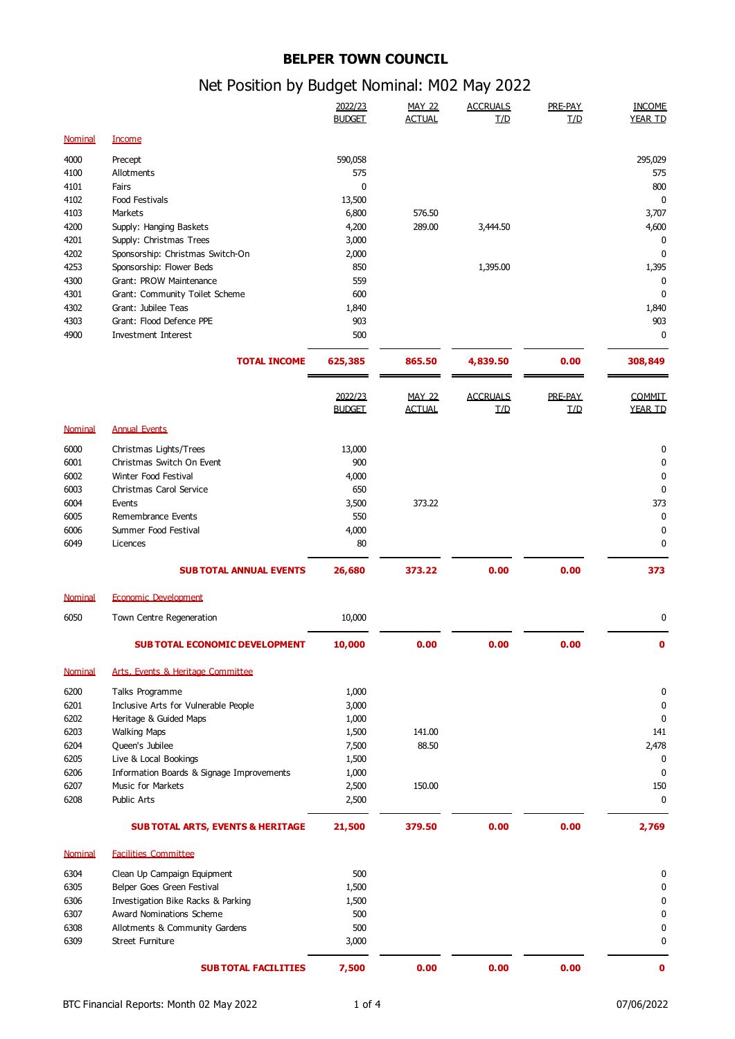# BELPER TOWN COUNCIL

## Net Position by Budget Nominal: M02 May 2022

| Nominal | Income | 2022/23 BUDGET | MAY 22 ACTUAL | ACCRUALS T/D | PRE-PAY T/D | INCOME YEAR TD |
|---|---|---|---|---|---|---|
| 4000 | Precept | 590,058 | | | | 295,029 |
| 4100 | Allotments | 575 | | | | 575 |
| 4101 | Fairs | 0 | | | | 800 |
| 4102 | Food Festivals | 13,500 | | | | 0 |
| 4103 | Markets | 6,800 | 576.50 | | | 3,707 |
| 4200 | Supply: Hanging Baskets | 4,200 | 289.00 | 3,444.50 | | 4,600 |
| 4201 | Supply: Christmas Trees | 3,000 | | | | 0 |
| 4202 | Sponsorship: Christmas Switch-On | 2,000 | | | | 0 |
| 4253 | Sponsorship: Flower Beds | 850 | | 1,395.00 | | 1,395 |
| 4300 | Grant: PROW Maintenance | 559 | | | | 0 |
| 4301 | Grant: Community Toilet Scheme | 600 | | | | 0 |
| 4302 | Grant: Jubilee Teas | 1,840 | | | | 1,840 |
| 4303 | Grant: Flood Defence PPE | 903 | | | | 903 |
| 4900 | Investment Interest | 500 | | | | 0 |
| | **TOTAL INCOME** | **625,385** | **865.50** | **4,839.50** | **0.00** | **308,849** |

| Nominal | Annual Events | 2022/23 BUDGET | MAY 22 ACTUAL | ACCRUALS T/D | PRE-PAY T/D | COMMIT YEAR TD |
|---|---|---|---|---|---|---|
| 6000 | Christmas Lights/Trees | 13,000 | | | | 0 |
| 6001 | Christmas Switch On Event | 900 | | | | 0 |
| 6002 | Winter Food Festival | 4,000 | | | | 0 |
| 6003 | Christmas Carol Service | 650 | | | | 0 |
| 6004 | Events | 3,500 | 373.22 | | | 373 |
| 6005 | Remembrance Events | 550 | | | | 0 |
| 6006 | Summer Food Festival | 4,000 | | | | 0 |
| 6049 | Licences | 80 | | | | 0 |
| | **SUB TOTAL ANNUAL EVENTS** | **26,680** | **373.22** | **0.00** | **0.00** | **373** |
| **Nominal** | **Economic Development** | | | | | |
| 6050 | Town Centre Regeneration | 10,000 | | | | 0 |
| | **SUB TOTAL ECONOMIC DEVELOPMENT** | **10,000** | **0.00** | **0.00** | **0.00** | **0** |
| **Nominal** | **Arts, Events & Heritage Committee** | | | | | |
| 6200 | Talks Programme | 1,000 | | | | 0 |
| 6201 | Inclusive Arts for Vulnerable People | 3,000 | | | | 0 |
| 6202 | Heritage & Guided Maps | 1,000 | | | | 0 |
| 6203 | Walking Maps | 1,500 | 141.00 | | | 141 |
| 6204 | Queen's Jubilee | 7,500 | 88.50 | | | 2,478 |
| 6205 | Live & Local Bookings | 1,500 | | | | 0 |
| 6206 | Information Boards & Signage Improvements | 1,000 | | | | 0 |
| 6207 | Music for Markets | 2,500 | 150.00 | | | 150 |
| 6208 | Public Arts | 2,500 | | | | 0 |
| | **SUB TOTAL ARTS, EVENTS & HERITAGE** | **21,500** | **379.50** | **0.00** | **0.00** | **2,769** |
| **Nominal** | **Facilities Committee** | | | | | |
| 6304 | Clean Up Campaign Equipment | 500 | | | | 0 |
| 6305 | Belper Goes Green Festival | 1,500 | | | | 0 |
| 6306 | Investigation Bike Racks & Parking | 1,500 | | | | 0 |
| 6307 | Award Nominations Scheme | 500 | | | | 0 |
| 6308 | Allotments & Community Gardens | 500 | | | | 0 |
| 6309 | Street Furniture | 3,000 | | | | 0 |
| | **SUB TOTAL FACILITIES** | **7,500** | **0.00** | **0.00** | **0.00** | **0** |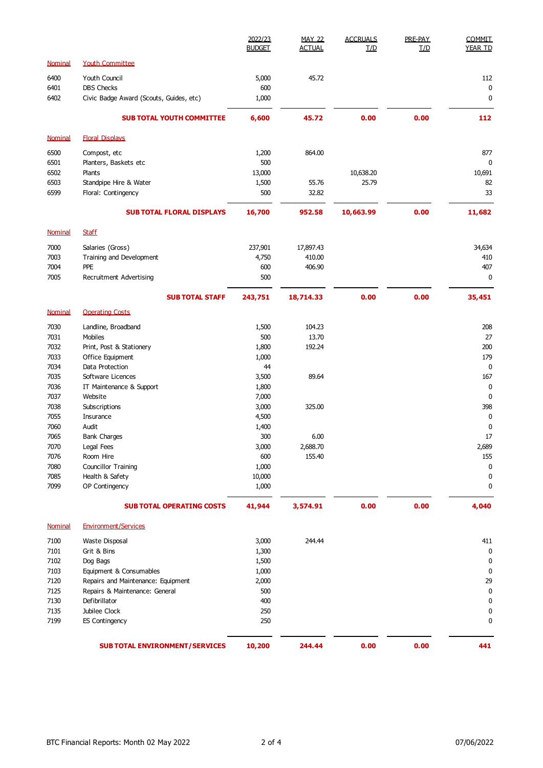| Nominal | | 2022/23 BUDGET | MAY 22 ACTUAL | ACCRUALS T/D | PRE-PAY T/D | COMMIT YEAR TD |
|---|---|---|---|---|---|---|
| Nominal | Youth Committee | | | | | |
| 6400 | Youth Council | 5,000 | 45.72 | | | 112 |
| 6401 | DBS Checks | 600 | | | | 0 |
| 6402 | Civic Badge Award (Scouts, Guides, etc) | 1,000 | | | | 0 |
| | **SUB TOTAL YOUTH COMMITTEE** | **6,600** | **45.72** | **0.00** | **0.00** | **112** |
| Nominal | Floral Displays | | | | | |
| 6500 | Compost, etc | 1,200 | 864.00 | | | 877 |
| 6501 | Planters, Baskets etc | 500 | | | | 0 |
| 6502 | Plants | 13,000 | | 10,638.20 | | 10,691 |
| 6503 | Standpipe Hire & Water | 1,500 | 55.76 | 25.79 | | 82 |
| 6599 | Floral: Contingency | 500 | 32.82 | | | 33 |
| | **SUB TOTAL FLORAL DISPLAYS** | **16,700** | **952.58** | **10,663.99** | **0.00** | **11,682** |
| Nominal | Staff | | | | | |
| 7000 | Salaries (Gross) | 237,901 | 17,897.43 | | | 34,634 |
| 7003 | Training and Development | 4,750 | 410.00 | | | 410 |
| 7004 | PPE | 600 | 406.90 | | | 407 |
| 7005 | Recruitment Advertising | 500 | | | | 0 |
| | **SUB TOTAL STAFF** | **243,751** | **18,714.33** | **0.00** | **0.00** | **35,451** |
| Nominal | Operating Costs | | | | | |
| 7030 | Landline, Broadband | 1,500 | 104.23 | | | 208 |
| 7031 | Mobiles | 500 | 13.70 | | | 27 |
| 7032 | Print, Post & Stationery | 1,800 | 192.24 | | | 200 |
| 7033 | Office Equipment | 1,000 | | | | 179 |
| 7034 | Data Protection | 44 | | | | 0 |
| 7035 | Software Licences | 3,500 | 89.64 | | | 167 |
| 7036 | IT Maintenance & Support | 1,800 | | | | 0 |
| 7037 | Website | 7,000 | | | | 0 |
| 7038 | Subscriptions | 3,000 | 325.00 | | | 398 |
| 7055 | Insurance | 4,500 | | | | 0 |
| 7060 | Audit | 1,400 | | | | 0 |
| 7065 | Bank Charges | 300 | 6.00 | | | 17 |
| 7070 | Legal Fees | 3,000 | 2,688.70 | | | 2,689 |
| 7076 | Room Hire | 600 | 155.40 | | | 155 |
| 7080 | Councillor Training | 1,000 | | | | 0 |
| 7085 | Health & Safety | 10,000 | | | | 0 |
| 7099 | OP Contingency | 1,000 | | | | 0 |
| | **SUB TOTAL OPERATING COSTS** | **41,944** | **3,574.91** | **0.00** | **0.00** | **4,040** |
| Nominal | Environment/Services | | | | | |
| 7100 | Waste Disposal | 3,000 | 244.44 | | | 411 |
| 7101 | Grit & Bins | 1,300 | | | | 0 |
| 7102 | Dog Bags | 1,500 | | | | 0 |
| 7103 | Equipment & Consumables | 1,000 | | | | 0 |
| 7120 | Repairs and Maintenance: Equipment | 2,000 | | | | 29 |
| 7125 | Repairs & Maintenance: General | 500 | | | | 0 |
| 7130 | Defibrillator | 400 | | | | 0 |
| 7135 | Jubilee Clock | 250 | | | | 0 |
| 7199 | ES Contingency | 250 | | | | 0 |
| | **SUB TOTAL ENVIRONMENT/SERVICES** | **10,200** | **244.44** | **0.00** | **0.00** | **441** |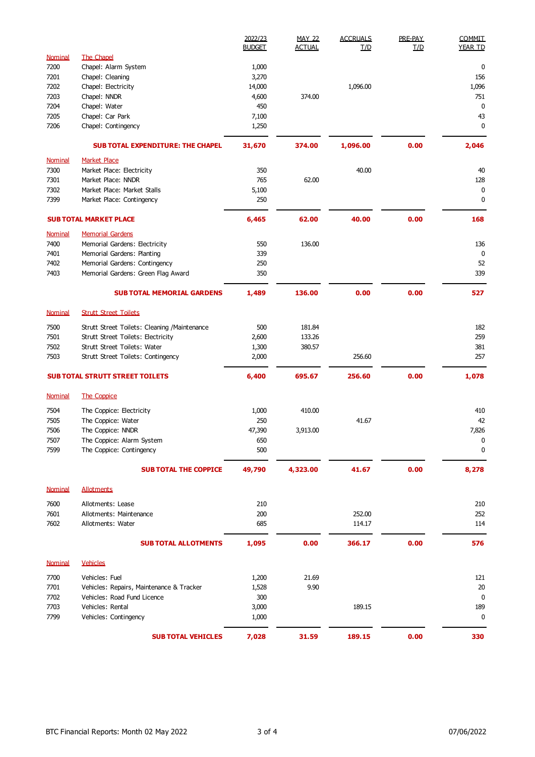| | | 2022/23 BUDGET | MAY 22 ACTUAL | ACCRUALS T/D | PRE-PAY T/D | COMMIT YEAR TD |
|---|---|---|---|---|---|---|
| Nominal | The Chapel | | | | | |
| 7200 | Chapel: Alarm System | 1,000 | | | | 0 |
| 7201 | Chapel: Cleaning | 3,270 | | | | 156 |
| 7202 | Chapel: Electricity | 14,000 | | 1,096.00 | | 1,096 |
| 7203 | Chapel: NNDR | 4,600 | 374.00 | | | 751 |
| 7204 | Chapel: Water | 450 | | | | 0 |
| 7205 | Chapel: Car Park | 7,100 | | | | 43 |
| 7206 | Chapel: Contingency | 1,250 | | | | 0 |
| | **SUB TOTAL EXPENDITURE: THE CHAPEL** | **31,670** | **374.00** | **1,096.00** | **0.00** | **2,046** |
| Nominal | Market Place | | | | | |
| 7300 | Market Place: Electricity | 350 | | 40.00 | | 40 |
| 7301 | Market Place: NNDR | 765 | 62.00 | | | 128 |
| 7302 | Market Place: Market Stalls | 5,100 | | | | 0 |
| 7399 | Market Place: Contingency | 250 | | | | 0 |
| **SUB TOTAL MARKET PLACE** | | **6,465** | **62.00** | **40.00** | **0.00** | **168** |
| Nominal | Memorial Gardens | | | | | |
| 7400 | Memorial Gardens: Electricity | 550 | 136.00 | | | 136 |
| 7401 | Memorial Gardens: Planting | 339 | | | | 0 |
| 7402 | Memorial Gardens: Contingency | 250 | | | | 52 |
| 7403 | Memorial Gardens: Green Flag Award | 350 | | | | 339 |
| | **SUB TOTAL MEMORIAL GARDENS** | **1,489** | **136.00** | **0.00** | **0.00** | **527** |
| Nominal | Strutt Street Toilets | | | | | |
| 7500 | Strutt Street Toilets: Cleaning /Maintenance | 500 | 181.84 | | | 182 |
| 7501 | Strutt Street Toilets: Electricity | 2,600 | 133.26 | | | 259 |
| 7502 | Strutt Street Toilets: Water | 1,300 | 380.57 | | | 381 |
| 7503 | Strutt Street Toilets: Contingency | 2,000 | | 256.60 | | 257 |
| **SUB TOTAL STRUTT STREET TOILETS** | | **6,400** | **695.67** | **256.60** | **0.00** | **1,078** |
| Nominal | The Coppice | | | | | |
| 7504 | The Coppice: Electricity | 1,000 | 410.00 | | | 410 |
| 7505 | The Coppice: Water | 250 | | 41.67 | | 42 |
| 7506 | The Coppice: NNDR | 47,390 | 3,913.00 | | | 7,826 |
| 7507 | The Coppice: Alarm System | 650 | | | | 0 |
| 7599 | The Coppice: Contingency | 500 | | | | 0 |
| | **SUB TOTAL THE COPPICE** | **49,790** | **4,323.00** | **41.67** | **0.00** | **8,278** |
| Nominal | Allotments | | | | | |
| 7600 | Allotments: Lease | 210 | | | | 210 |
| 7601 | Allotments: Maintenance | 200 | | 252.00 | | 252 |
| 7602 | Allotments: Water | 685 | | 114.17 | | 114 |
| | **SUB TOTAL ALLOTMENTS** | **1,095** | **0.00** | **366.17** | **0.00** | **576** |
| Nominal | Vehicles | | | | | |
| 7700 | Vehicles: Fuel | 1,200 | 21.69 | | | 121 |
| 7701 | Vehicles: Repairs, Maintenance & Tracker | 1,528 | 9.90 | | | 20 |
| 7702 | Vehicles: Road Fund Licence | 300 | | | | 0 |
| 7703 | Vehicles: Rental | 3,000 | | 189.15 | | 189 |
| 7799 | Vehicles: Contingency | 1,000 | | | | 0 |
| | **SUB TOTAL VEHICLES** | **7,028** | **31.59** | **189.15** | **0.00** | **330** |

BTC Financial Reports: Month 02 May 2022 | 07/06/2022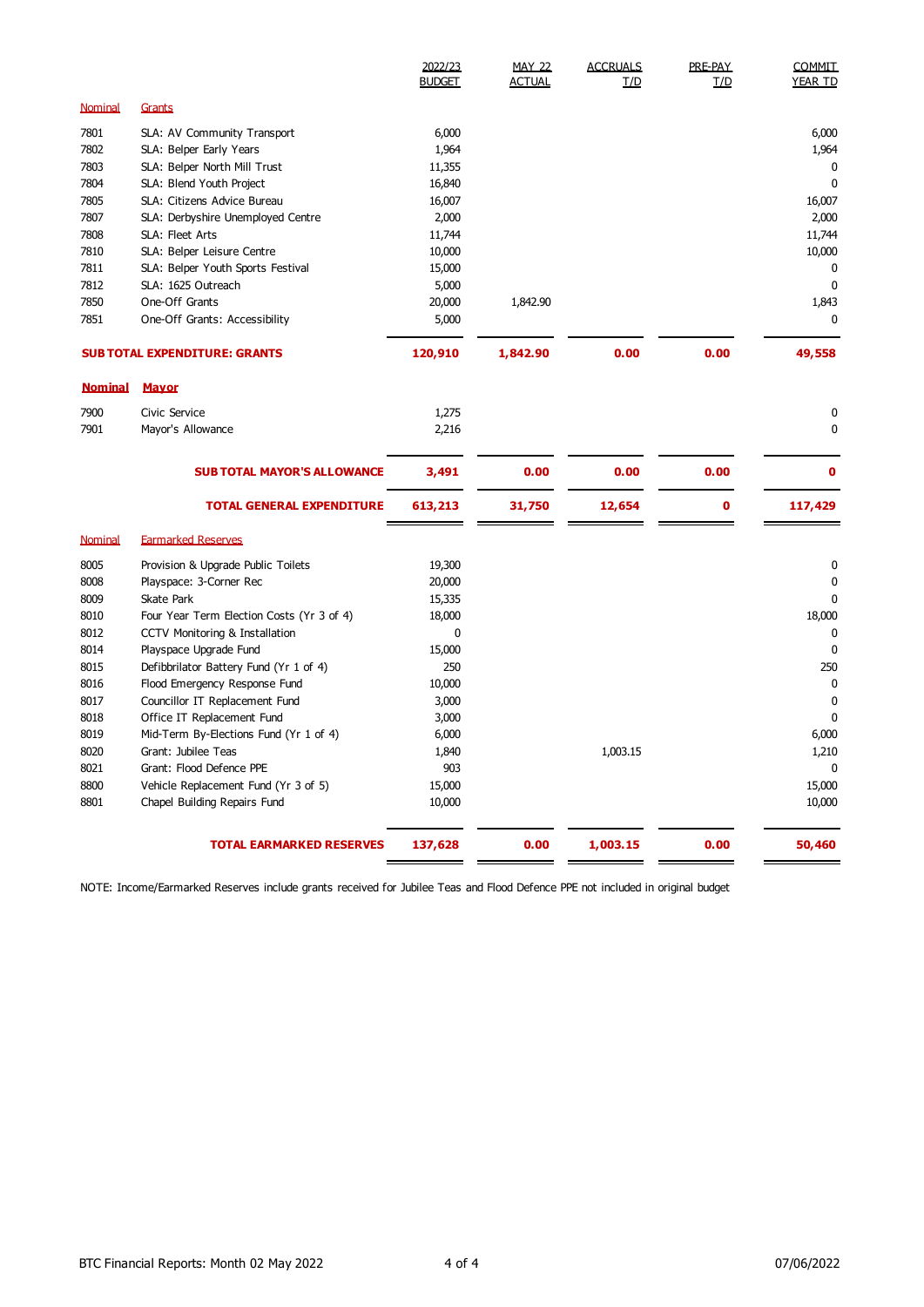| | | 2022/23 BUDGET | MAY 22 ACTUAL | ACCRUALS T/D | PRE-PAY T/D | COMMIT YEAR TD |
|---|---|---|---|---|---|---|
| **Nominal** | **Grants** | | | | | |
| 7801 | SLA: AV Community Transport | 6,000 | | | | 6,000 |
| 7802 | SLA: Belper Early Years | 1,964 | | | | 1,964 |
| 7803 | SLA: Belper North Mill Trust | 11,355 | | | | 0 |
| 7804 | SLA: Blend Youth Project | 16,840 | | | | 0 |
| 7805 | SLA: Citizens Advice Bureau | 16,007 | | | | 16,007 |
| 7807 | SLA: Derbyshire Unemployed Centre | 2,000 | | | | 2,000 |
| 7808 | SLA: Fleet Arts | 11,744 | | | | 11,744 |
| 7810 | SLA: Belper Leisure Centre | 10,000 | | | | 10,000 |
| 7811 | SLA: Belper Youth Sports Festival | 15,000 | | | | 0 |
| 7812 | SLA: 1625 Outreach | 5,000 | | | | 0 |
| 7850 | One-Off Grants | 20,000 | 1,842.90 | | | 1,843 |
| 7851 | One-Off Grants: Accessibility | 5,000 | | | | 0 |
| **SUB TOTAL EXPENDITURE: GRANTS** | | **120,910** | **1,842.90** | **0.00** | **0.00** | **49,558** |
| **Nominal** | **Mayor** | | | | | |
| 7900 | Civic Service | 1,275 | | | | 0 |
| 7901 | Mayor's Allowance | 2,216 | | | | 0 |
| | **SUB TOTAL MAYOR'S ALLOWANCE** | **3,491** | **0.00** | **0.00** | **0.00** | **0** |
| | **TOTAL GENERAL EXPENDITURE** | **613,213** | **31,750** | **12,654** | **0** | **117,429** |
| **Nominal** | **Earmarked Reserves** | | | | | |
| 8005 | Provision & Upgrade Public Toilets | 19,300 | | | | 0 |
| 8008 | Playspace: 3-Corner Rec | 20,000 | | | | 0 |
| 8009 | Skate Park | 15,335 | | | | 0 |
| 8010 | Four Year Term Election Costs (Yr 3 of 4) | 18,000 | | | | 18,000 |
| 8012 | CCTV Monitoring & Installation | 0 | | | | 0 |
| 8014 | Playspace Upgrade Fund | 15,000 | | | | 0 |
| 8015 | Defibbrilator Battery Fund (Yr 1 of 4) | 250 | | | | 250 |
| 8016 | Flood Emergency Response Fund | 10,000 | | | | 0 |
| 8017 | Councillor IT Replacement Fund | 3,000 | | | | 0 |
| 8018 | Office IT Replacement Fund | 3,000 | | | | 0 |
| 8019 | Mid-Term By-Elections Fund (Yr 1 of 4) | 6,000 | | | | 6,000 |
| 8020 | Grant: Jubilee Teas | 1,840 | | 1,003.15 | | 1,210 |
| 8021 | Grant: Flood Defence PPE | 903 | | | | 0 |
| 8800 | Vehicle Replacement Fund (Yr 3 of 5) | 15,000 | | | | 15,000 |
| 8801 | Chapel Building Repairs Fund | 10,000 | | | | 10,000 |
| | **TOTAL EARMARKED RESERVES** | **137,628** | **0.00** | **1,003.15** | **0.00** | **50,460** |

NOTE: Income/Earmarked Reserves include grants received for Jubilee Teas and Flood Defence PPE not included in original budget